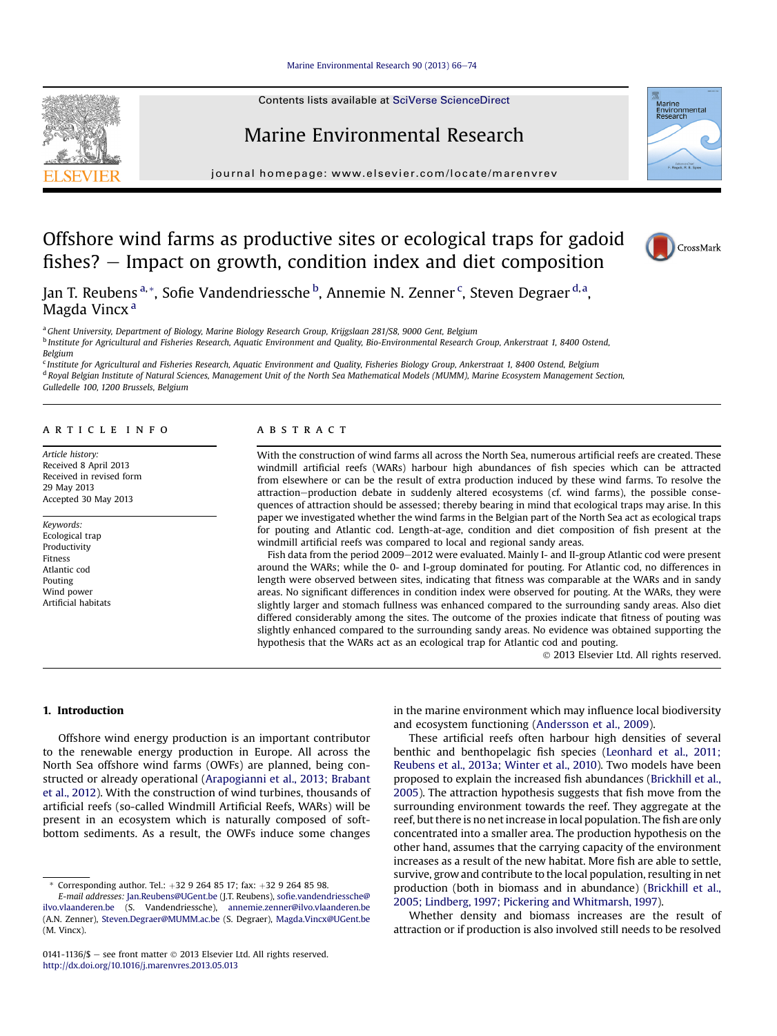# Offshore wind farms as productive sites or ecological traps for gadoid fishes? — Impact on growth, condition index and diet composition

Jan T. Reubens [a,*], Sofie Vandendriessche [b], Annemie N. Zenner [c], Steven Degraer [d,a], Magda Vincx [a]

[a] Ghent University, Department of Biology, Marine Biology Research Group, Krijgslaan 281/S8, 9000 Gent, Belgium

[b] Institute for Agricultural and Fisheries Research, Aquatic Environment and Quality, Bio-Environmental Research Group, Ankerstraat 1, 8400 Ostend, Belgium

[c] Institute for Agricultural and Fisheries Research, Aquatic Environment and Quality, Fisheries Biology Group, Ankerstraat 1, 8400 Ostend, Belgium

[d] Royal Belgian Institute of Natural Sciences, Management Unit of the North Sea Mathematical Models (MUMM), Marine Ecosystem Management Section, Gulledelle 100, 1200 Brussels, Belgium

## ARTICLE INFO

*Article history:*
Received 8 April 2013
Received in revised form
29 May 2013
Accepted 30 May 2013

*Keywords:*
Ecological trap
Productivity
Fitness
Atlantic cod
Pouting
Wind power
Artificial habitats

## ABSTRACT

With the construction of wind farms all across the North Sea, numerous artificial reefs are created. These windmill artificial reefs (WARs) harbour high abundances of fish species which can be attracted from elsewhere or can be the result of extra production induced by these wind farms. To resolve the attraction–production debate in suddenly altered ecosystems (cf. wind farms), the possible consequences of attraction should be assessed; thereby bearing in mind that ecological traps may arise. In this paper we investigated whether the wind farms in the Belgian part of the North Sea act as ecological traps for pouting and Atlantic cod. Length-at-age, condition and diet composition of fish present at the windmill artificial reefs was compared to local and regional sandy areas.

Fish data from the period 2009–2012 were evaluated. Mainly I- and II-group Atlantic cod were present around the WARs; while the 0- and I-group dominated for pouting. For Atlantic cod, no differences in length were observed between sites, indicating that fitness was comparable at the WARs and in sandy areas. No significant differences in condition index were observed for pouting. At the WARs, they were slightly larger and stomach fullness was enhanced compared to the surrounding sandy areas. Also diet differed considerably among the sites. The outcome of the proxies indicate that fitness of pouting was slightly enhanced compared to the surrounding sandy areas. No evidence was obtained supporting the hypothesis that the WARs act as an ecological trap for Atlantic cod and pouting.

© 2013 Elsevier Ltd. All rights reserved.

## 1. Introduction

Offshore wind energy production is an important contributor to the renewable energy production in Europe. All across the North Sea offshore wind farms (OWFs) are planned, being constructed or already operational (Arapogianni et al., 2013; Brabant et al., 2012). With the construction of wind turbines, thousands of artificial reefs (so-called Windmill Artificial Reefs, WARs) will be present in an ecosystem which is naturally composed of soft-bottom sediments. As a result, the OWFs induce some changes in the marine environment which may influence local biodiversity and ecosystem functioning (Andersson et al., 2009).

These artificial reefs often harbour high densities of several benthic and benthopelagic fish species (Leonhard et al., 2011; Reubens et al., 2013a; Winter et al., 2010). Two models have been proposed to explain the increased fish abundances (Brickhill et al., 2005). The attraction hypothesis suggests that fish move from the surrounding environment towards the reef. They aggregate at the reef, but there is no net increase in local population. The fish are only concentrated into a smaller area. The production hypothesis on the other hand, assumes that the carrying capacity of the environment increases as a result of the new habitat. More fish are able to settle, survive, grow and contribute to the local population, resulting in net production (both in biomass and in abundance) (Brickhill et al., 2005; Lindberg, 1997; Pickering and Whitmarsh, 1997).

Whether density and biomass increases are the result of attraction or if production is also involved still needs to be resolved

---

\* Corresponding author. Tel.: +32 9 264 85 17; fax: +32 9 264 85 98.
*E-mail addresses:* Jan.Reubens@UGent.be (J.T. Reubens), sofie.vandendriessche@ilvo.vlaanderen.be (S. Vandendriessche), annemie.zenner@ilvo.vlaanderen.be (A.N. Zenner), Steven.Degraer@MUMM.ac.be (S. Degraer), Magda.Vincx@UGent.be (M. Vincx).

0141-1136/$ – see front matter © 2013 Elsevier Ltd. All rights reserved.
http://dx.doi.org/10.1016/j.marenvres.2013.05.013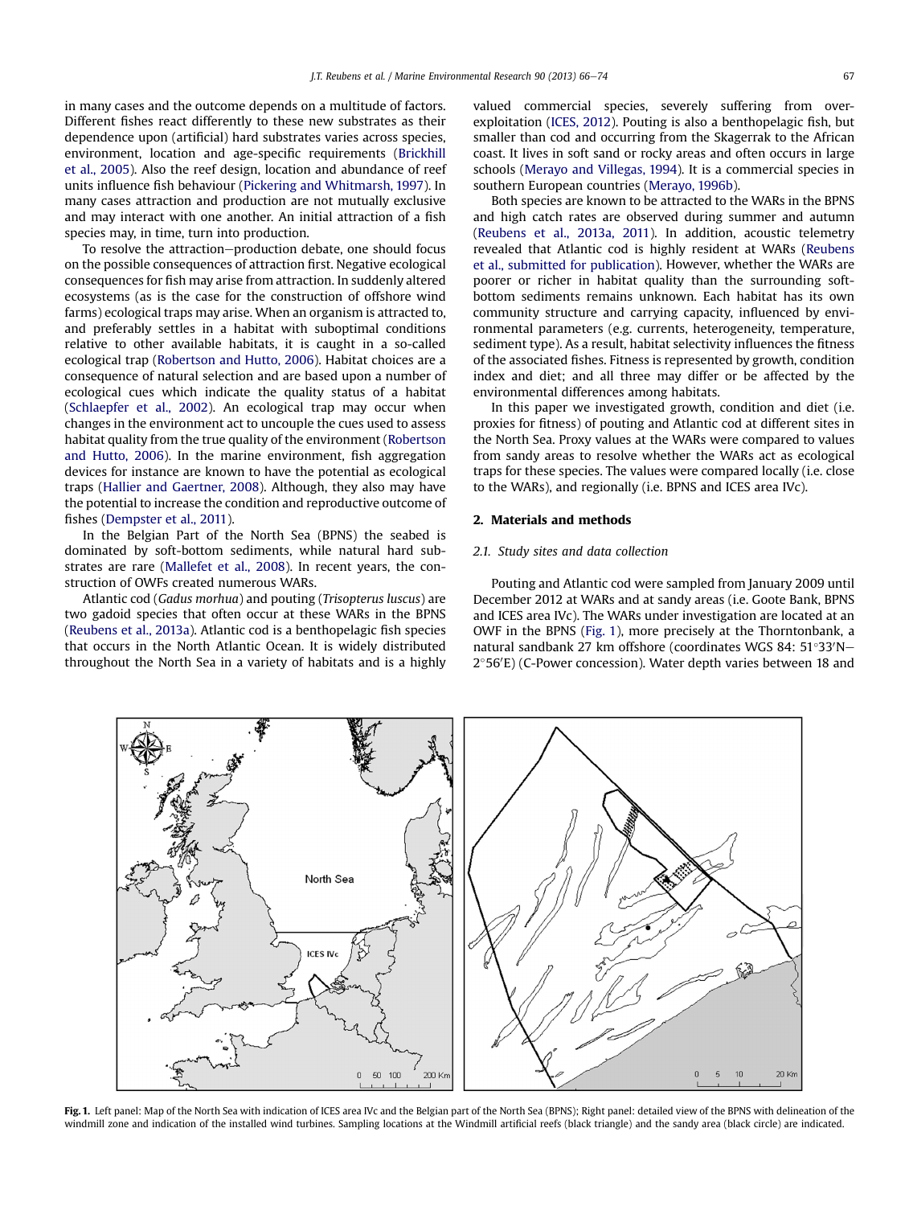in many cases and the outcome depends on a multitude of factors. Different fishes react differently to these new substrates as their dependence upon (artificial) hard substrates varies across species, environment, location and age-specific requirements (Brickhill et al., 2005). Also the reef design, location and abundance of reef units influence fish behaviour (Pickering and Whitmarsh, 1997). In many cases attraction and production are not mutually exclusive and may interact with one another. An initial attraction of a fish species may, in time, turn into production.

To resolve the attraction–production debate, one should focus on the possible consequences of attraction first. Negative ecological consequences for fish may arise from attraction. In suddenly altered ecosystems (as is the case for the construction of offshore wind farms) ecological traps may arise. When an organism is attracted to, and preferably settles in a habitat with suboptimal conditions relative to other available habitats, it is caught in a so-called ecological trap (Robertson and Hutto, 2006). Habitat choices are a consequence of natural selection and are based upon a number of ecological cues which indicate the quality status of a habitat (Schlaepfer et al., 2002). An ecological trap may occur when changes in the environment act to uncouple the cues used to assess habitat quality from the true quality of the environment (Robertson and Hutto, 2006). In the marine environment, fish aggregation devices for instance are known to have the potential as ecological traps (Hallier and Gaertner, 2008). Although, they also may have the potential to increase the condition and reproductive outcome of fishes (Dempster et al., 2011).

In the Belgian Part of the North Sea (BPNS) the seabed is dominated by soft-bottom sediments, while natural hard substrates are rare (Mallefet et al., 2008). In recent years, the construction of OWFs created numerous WARs.

Atlantic cod (*Gadus morhua*) and pouting (*Trisopterus luscus*) are two gadoid species that often occur at these WARs in the BPNS (Reubens et al., 2013a). Atlantic cod is a benthopelagic fish species that occurs in the North Atlantic Ocean. It is widely distributed throughout the North Sea in a variety of habitats and is a highly valued commercial species, severely suffering from over-exploitation (ICES, 2012). Pouting is also a benthopelagic fish, but smaller than cod and occurring from the Skagerrak to the African coast. It lives in soft sand or rocky areas and often occurs in large schools (Merayo and Villegas, 1994). It is a commercial species in southern European countries (Merayo, 1996b).

Both species are known to be attracted to the WARs in the BPNS and high catch rates are observed during summer and autumn (Reubens et al., 2013a, 2011). In addition, acoustic telemetry revealed that Atlantic cod is highly resident at WARs (Reubens et al., submitted for publication). However, whether the WARs are poorer or richer in habitat quality than the surrounding soft-bottom sediments remains unknown. Each habitat has its own community structure and carrying capacity, influenced by environmental parameters (e.g. currents, heterogeneity, temperature, sediment type). As a result, habitat selectivity influences the fitness of the associated fishes. Fitness is represented by growth, condition index and diet; and all three may differ or be affected by the environmental differences among habitats.

In this paper we investigated growth, condition and diet (i.e. proxies for fitness) of pouting and Atlantic cod at different sites in the North Sea. Proxy values at the WARs were compared to values from sandy areas to resolve whether the WARs act as ecological traps for these species. The values were compared locally (i.e. close to the WARs), and regionally (i.e. BPNS and ICES area IVc).

## 2. Materials and methods

### 2.1. Study sites and data collection

Pouting and Atlantic cod were sampled from January 2009 until December 2012 at WARs and at sandy areas (i.e. Goote Bank, BPNS and ICES area IVc). The WARs under investigation are located at an OWF in the BPNS (Fig. 1), more precisely at the Thorntonbank, a natural sandbank 27 km offshore (coordinates WGS 84: 51°33′N–2°56′E) (C-Power concession). Water depth varies between 18 and

**Fig. 1.** Left panel: Map of the North Sea with indication of ICES area IVc and the Belgian part of the North Sea (BPNS); Right panel: detailed view of the BPNS with delineation of the windmill zone and indication of the installed wind turbines. Sampling locations at the Windmill artificial reefs (black triangle) and the sandy area (black circle) are indicated.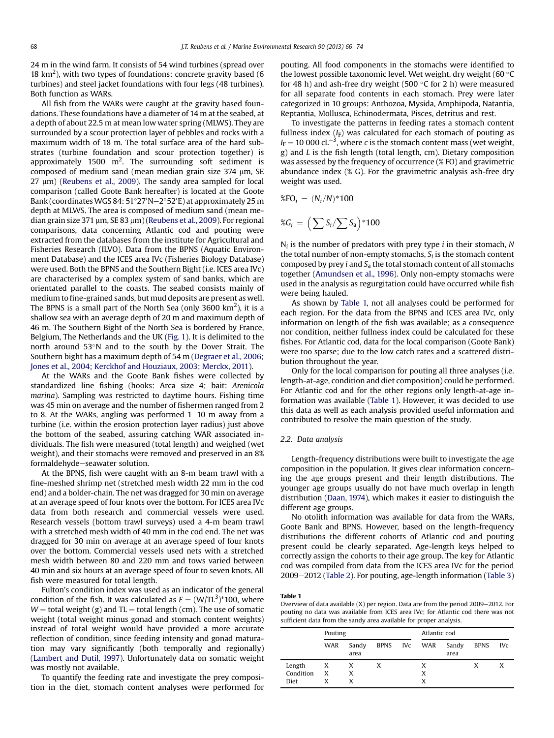24 m in the wind farm. It consists of 54 wind turbines (spread over 18 km$^2$), with two types of foundations: concrete gravity based (6 turbines) and steel jacket foundations with four legs (48 turbines). Both function as WARs.

All fish from the WARs were caught at the gravity based foundations. These foundations have a diameter of 14 m at the seabed, at a depth of about 22.5 m at mean low water spring (MLWS). They are surrounded by a scour protection layer of pebbles and rocks with a maximum width of 18 m. The total surface area of the hard substrates (turbine foundation and scour protection together) is approximately 1500 m$^2$. The surrounding soft sediment is composed of medium sand (mean median grain size 374 μm, SE 27 μm) (Reubens et al., 2009). The sandy area sampled for local comparison (called Goote Bank hereafter) is located at the Goote Bank (coordinates WGS 84: 51°27′N–2°52′E) at approximately 25 m depth at MLWS. The area is composed of medium sand (mean median grain size 371 μm, SE 83 μm) (Reubens et al., 2009). For regional comparisons, data concerning Atlantic cod and pouting were extracted from the databases from the institute for Agricultural and Fisheries Research (ILVO). Data from the BPNS (Aquatic Environment Database) and the ICES area IVc (Fisheries Biology Database) were used. Both the BPNS and the Southern Bight (i.e. ICES area IVc) are characterised by a complex system of sand banks, which are orientated parallel to the coasts. The seabed consists mainly of medium to fine-grained sands, but mud deposits are present as well. The BPNS is a small part of the North Sea (only 3600 km$^2$), it is a shallow sea with an average depth of 20 m and maximum depth of 46 m. The Southern Bight of the North Sea is bordered by France, Belgium, The Netherlands and the UK (Fig. 1). It is delimited to the north around 53°N and to the south by the Dover Strait. The Southern bight has a maximum depth of 54 m (Degraer et al., 2006; Jones et al., 2004; Kerckhof and Houziaux, 2003; Merckx, 2011).

At the WARs and the Goote Bank fishes were collected by standardized line fishing (hooks: Arca size 4; bait: *Arenicola marina*). Sampling was restricted to daytime hours. Fishing time was 45 min on average and the number of fishermen ranged from 2 to 8. At the WARs, angling was performed 1–10 m away from a turbine (i.e. within the erosion protection layer radius) just above the bottom of the seabed, assuring catching WAR associated individuals. The fish were measured (total length) and weighed (wet weight), and their stomachs were removed and preserved in an 8% formaldehyde–seawater solution.

At the BPNS, fish were caught with an 8-m beam trawl with a fine-meshed shrimp net (stretched mesh width 22 mm in the cod end) and a bolder-chain. The net was dragged for 30 min on average at an average speed of four knots over the bottom. For ICES area IVc data from both research and commercial vessels were used. Research vessels (bottom trawl surveys) used a 4-m beam trawl with a stretched mesh width of 40 mm in the cod end. The net was dragged for 30 min on average at an average speed of four knots over the bottom. Commercial vessels used nets with a stretched mesh width between 80 and 220 mm and tows varied between 40 min and six hours at an average speed of four to seven knots. All fish were measured for total length.

Fulton's condition index was used as an indicator of the general condition of the fish. It was calculated as $F = (W/TL^3)*100$, where $W$ = total weight (g) and TL = total length (cm). The use of somatic weight (total weight minus gonad and stomach content weights) instead of total weight would have provided a more accurate reflection of condition, since feeding intensity and gonad maturation may vary significantly (both temporally and regionally) (Lambert and Dutil, 1997). Unfortunately data on somatic weight was mostly not available.

To quantify the feeding rate and investigate the prey composition in the diet, stomach content analyses were performed for pouting. All food components in the stomachs were identified to the lowest possible taxonomic level. Wet weight, dry weight (60 °C for 48 h) and ash-free dry weight (500 °C for 2 h) were measured for all separate food contents in each stomach. Prey were later categorized in 10 groups: Anthozoa, Mysida, Amphipoda, Natantia, Reptantia, Mollusca, Echinodermata, Pisces, detritus and rest.

To investigate the patterns in feeding rates a stomach content fullness index ($I_F$) was calculated for each stomach of pouting as $I_F = 10\,000\, cL^{-3}$, where $c$ is the stomach content mass (wet weight, g) and $L$ is the fish length (total length, cm). Dietary composition was assessed by the frequency of occurrence (% FO) and gravimetric abundance index (% G). For the gravimetric analysis ash-free dry weight was used.

$$\%FO_i = (N_i/N)*100$$

$$\%G_i = \left(\sum S_i / \sum S_a\right)*100$$

$N_i$ is the number of predators with prey type $i$ in their stomach, $N$ the total number of non-empty stomachs, $S_i$ is the stomach content composed by prey $i$ and $S_a$ the total stomach content of all stomachs together (Amundsen et al., 1996). Only non-empty stomachs were used in the analysis as regurgitation could have occurred while fish were being hauled.

As shown by Table 1, not all analyses could be performed for each region. For the data from the BPNS and ICES area IVc, only information on length of the fish was available; as a consequence nor condition, neither fullness index could be calculated for these fishes. For Atlantic cod, data for the local comparison (Goote Bank) were too sparse; due to the low catch rates and a scattered distribution throughout the year.

Only for the local comparison for pouting all three analyses (i.e. length-at-age, condition and diet composition) could be performed. For Atlantic cod and for the other regions only length-at-age information was available (Table 1). However, it was decided to use this data as well as each analysis provided useful information and contributed to resolve the main question of the study.

### 2.2. Data analysis

Length-frequency distributions were built to investigate the age composition in the population. It gives clear information concerning the age groups present and their length distributions. The younger age groups usually do not have much overlap in length distribution (Daan, 1974), which makes it easier to distinguish the different age groups.

No otolith information was available for data from the WARs, Goote Bank and BPNS. However, based on the length-frequency distributions the different cohorts of Atlantic cod and pouting present could be clearly separated. Age-length keys helped to correctly assign the cohorts to their age group. The key for Atlantic cod was compiled from data from the ICES area IVc for the period 2009–2012 (Table 2). For pouting, age-length information (Table 3)

**Table 1**
Overview of data available (X) per region. Data are from the period 2009–2012. For pouting no data was available from ICES area IVc; for Atlantic cod there was not sufficient data from the sandy area available for proper analysis.

| | Pouting | | | | Atlantic cod | | | |
|---|---|---|---|---|---|---|---|---|
| | WAR | Sandy area | BPNS | IVc | WAR | Sandy area | BPNS | IVc |
| Length | X | X | X | | X | | X | X |
| Condition | X | X | | | X | | | |
| Diet | X | X | | | X | | | |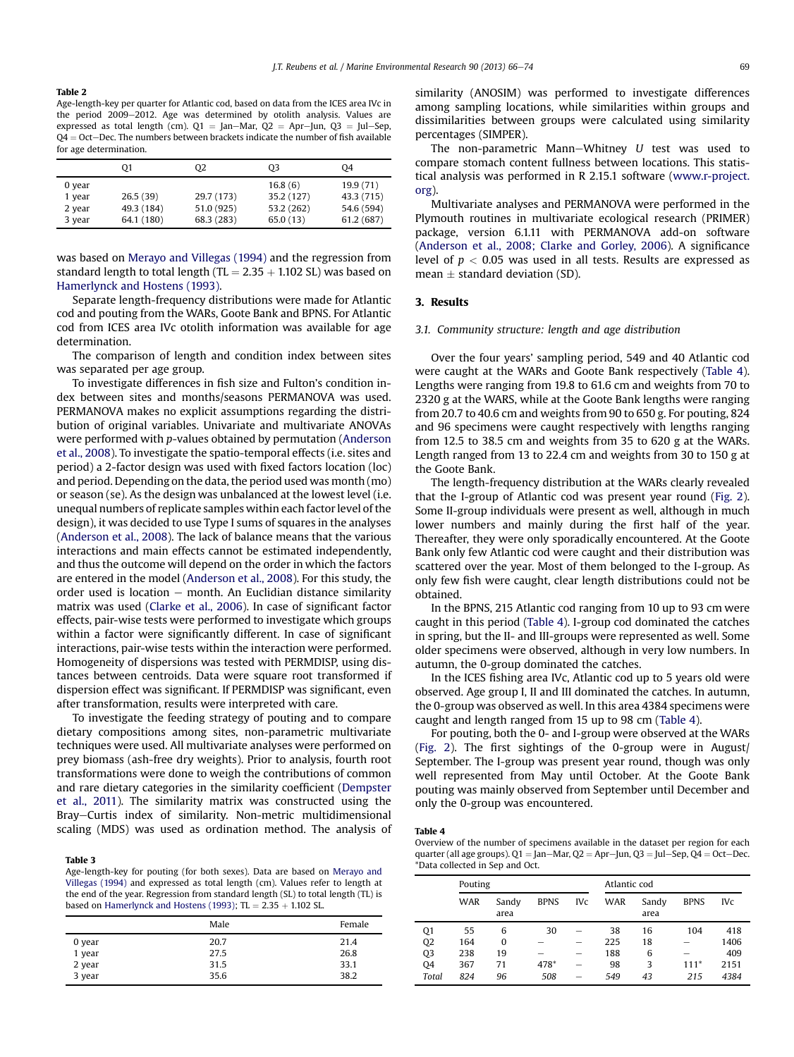**Table 2**
Age-length-key per quarter for Atlantic cod, based on data from the ICES area IVc in the period 2009–2012. Age was determined by otolith analysis. Values are expressed as total length (cm). Q1 = Jan–Mar, Q2 = Apr–Jun, Q3 = Jul–Sep, Q4 = Oct–Dec. The numbers between brackets indicate the number of fish available for age determination.

| | Q1 | Q2 | Q3 | Q4 |
|---|---|---|---|---|
| 0 year | | | 16.8 (6) | 19.9 (71) |
| 1 year | 26.5 (39) | 29.7 (173) | 35.2 (127) | 43.3 (715) |
| 2 year | 49.3 (184) | 51.0 (925) | 53.2 (262) | 54.6 (594) |
| 3 year | 64.1 (180) | 68.3 (283) | 65.0 (13) | 61.2 (687) |

was based on Merayo and Villegas (1994) and the regression from standard length to total length (TL = 2.35 + 1.102 SL) was based on Hamerlynck and Hostens (1993).

Separate length-frequency distributions were made for Atlantic cod and pouting from the WARs, Goote Bank and BPNS. For Atlantic cod from ICES area IVc otolith information was available for age determination.

The comparison of length and condition index between sites was separated per age group.

To investigate differences in fish size and Fulton's condition index between sites and months/seasons PERMANOVA was used. PERMANOVA makes no explicit assumptions regarding the distribution of original variables. Univariate and multivariate ANOVAs were performed with *p*-values obtained by permutation (Anderson et al., 2008). To investigate the spatio-temporal effects (i.e. sites and period) a 2-factor design was used with fixed factors location (loc) and period. Depending on the data, the period used was month (mo) or season (se). As the design was unbalanced at the lowest level (i.e. unequal numbers of replicate samples within each factor level of the design), it was decided to use Type I sums of squares in the analyses (Anderson et al., 2008). The lack of balance means that the various interactions and main effects cannot be estimated independently, and thus the outcome will depend on the order in which the factors are entered in the model (Anderson et al., 2008). For this study, the order used is location − month. An Euclidian distance similarity matrix was used (Clarke et al., 2006). In case of significant factor effects, pair-wise tests were performed to investigate which groups within a factor were significantly different. In case of significant interactions, pair-wise tests within the interaction were performed. Homogeneity of dispersions was tested with PERMDISP, using distances between centroids. Data were square root transformed if dispersion effect was significant. If PERMDISP was significant, even after transformation, results were interpreted with care.

To investigate the feeding strategy of pouting and to compare dietary compositions among sites, non-parametric multivariate techniques were used. All multivariate analyses were performed on prey biomass (ash-free dry weights). Prior to analysis, fourth root transformations were done to weigh the contributions of common and rare dietary categories in the similarity coefficient (Dempster et al., 2011). The similarity matrix was constructed using the Bray–Curtis index of similarity. Non-metric multidimensional scaling (MDS) was used as ordination method. The analysis of similarity (ANOSIM) was performed to investigate differences among sampling locations, while similarities within groups and dissimilarities between groups were calculated using similarity percentages (SIMPER).

The non-parametric Mann–Whitney *U* test was used to compare stomach content fullness between locations. This statistical analysis was performed in R 2.15.1 software (www.r-project.org).

Multivariate analyses and PERMANOVA were performed in the Plymouth routines in multivariate ecological research (PRIMER) package, version 6.1.11 with PERMANOVA add-on software (Anderson et al., 2008; Clarke and Gorley, 2006). A significance level of $p < 0.05$ was used in all tests. Results are expressed as mean ± standard deviation (SD).

**Table 3**
Age-length-key for pouting (for both sexes). Data are based on Merayo and Villegas (1994) and expressed as total length (cm). Values refer to length at the end of the year. Regression from standard length (SL) to total length (TL) is based on Hamerlynck and Hostens (1993); TL = 2.35 + 1.102 SL.

| | Male | Female |
|---|---|---|
| 0 year | 20.7 | 21.4 |
| 1 year | 27.5 | 26.8 |
| 2 year | 31.5 | 33.1 |
| 3 year | 35.6 | 38.2 |

## 3. Results

### 3.1. Community structure: length and age distribution

Over the four years' sampling period, 549 and 40 Atlantic cod were caught at the WARs and Goote Bank respectively (Table 4). Lengths were ranging from 19.8 to 61.6 cm and weights from 70 to 2320 g at the WARS, while at the Goote Bank lengths were ranging from 20.7 to 40.6 cm and weights from 90 to 650 g. For pouting, 824 and 96 specimens were caught respectively with lengths ranging from 12.5 to 38.5 cm and weights from 35 to 620 g at the WARs. Length ranged from 13 to 22.4 cm and weights from 30 to 150 g at the Goote Bank.

The length-frequency distribution at the WARs clearly revealed that the I-group of Atlantic cod was present year round (Fig. 2). Some II-group individuals were present as well, although in much lower numbers and mainly during the first half of the year. Thereafter, they were only sporadically encountered. At the Goote Bank only few Atlantic cod were caught and their distribution was scattered over the year. Most of them belonged to the I-group. As only few fish were caught, clear length distributions could not be obtained.

In the BPNS, 215 Atlantic cod ranging from 10 up to 93 cm were caught in this period (Table 4). I-group cod dominated the catches in spring, but the II- and III-groups were represented as well. Some older specimens were observed, although in very low numbers. In autumn, the 0-group dominated the catches.

In the ICES fishing area IVc, Atlantic cod up to 5 years old were observed. Age group I, II and III dominated the catches. In autumn, the 0-group was observed as well. In this area 4384 specimens were caught and length ranged from 15 up to 98 cm (Table 4).

For pouting, both the 0- and I-group were observed at the WARs (Fig. 2). The first sightings of the 0-group were in August/September. The I-group was present year round, though was only well represented from May until October. At the Goote Bank pouting was mainly observed from September until December and only the 0-group was encountered.

**Table 4**
Overview of the number of specimens available in the dataset per region for each quarter (all age groups). Q1 = Jan–Mar, Q2 = Apr–Jun, Q3 = Jul–Sep, Q4 = Oct–Dec. *Data collected in Sep and Oct.

| | Pouting | | | | Atlantic cod | | | |
|---|---|---|---|---|---|---|---|---|
| | WAR | Sandy area | BPNS | IVc | WAR | Sandy area | BPNS | IVc |
| Q1 | 55 | 6 | 30 | – | 38 | 16 | 104 | 418 |
| Q2 | 164 | 0 | – | – | 225 | 18 | – | 1406 |
| Q3 | 238 | 19 | – | – | 188 | 6 | – | 409 |
| Q4 | 367 | 71 | 478* | – | 98 | 3 | 111* | 2151 |
| *Total* | *824* | *96* | *508* | – | *549* | *43* | *215* | *4384* |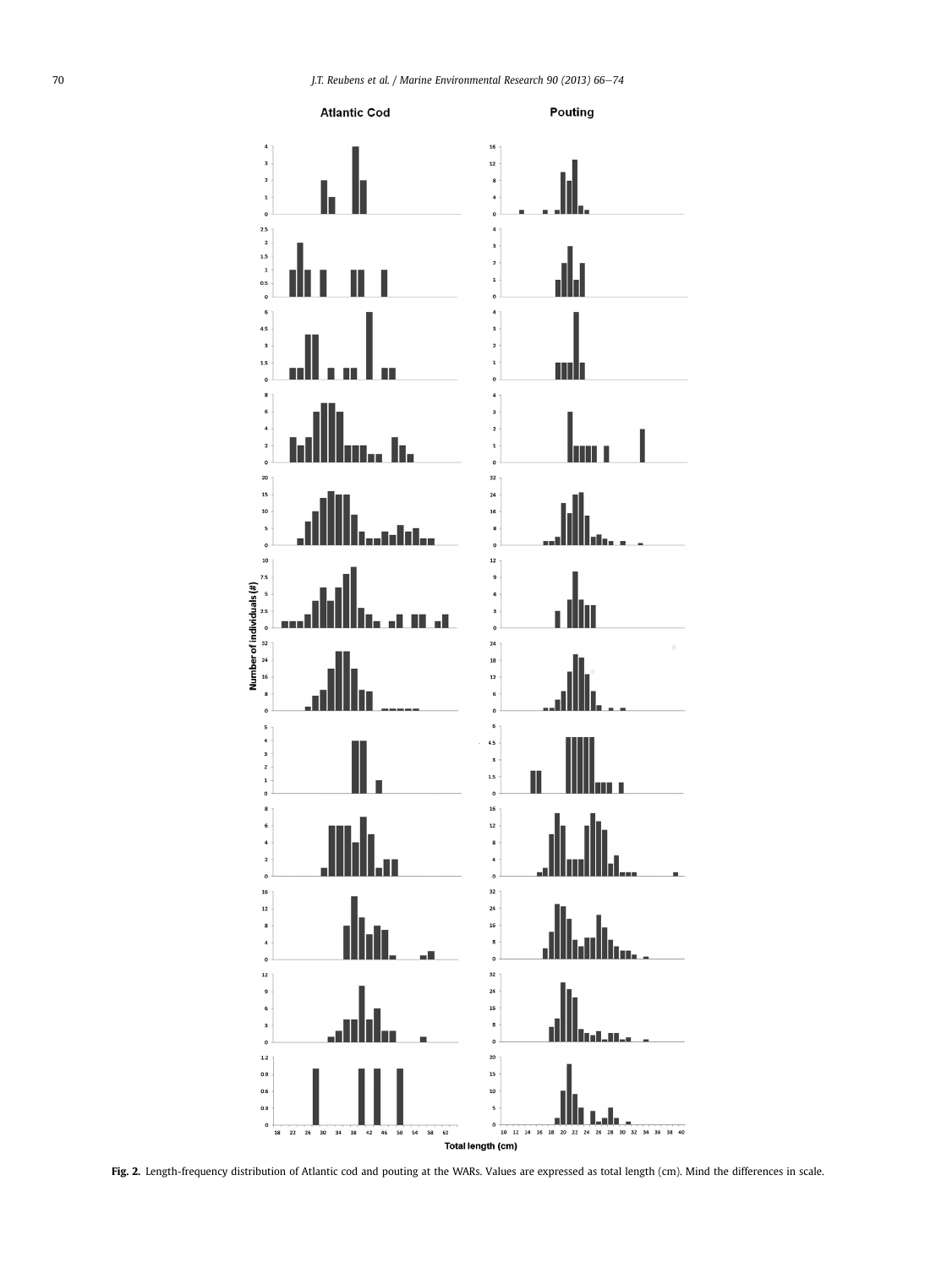Fig. 2. Length-frequency distribution of Atlantic cod and pouting at the WARs. Values are expressed as total length (cm). Mind the differences in scale.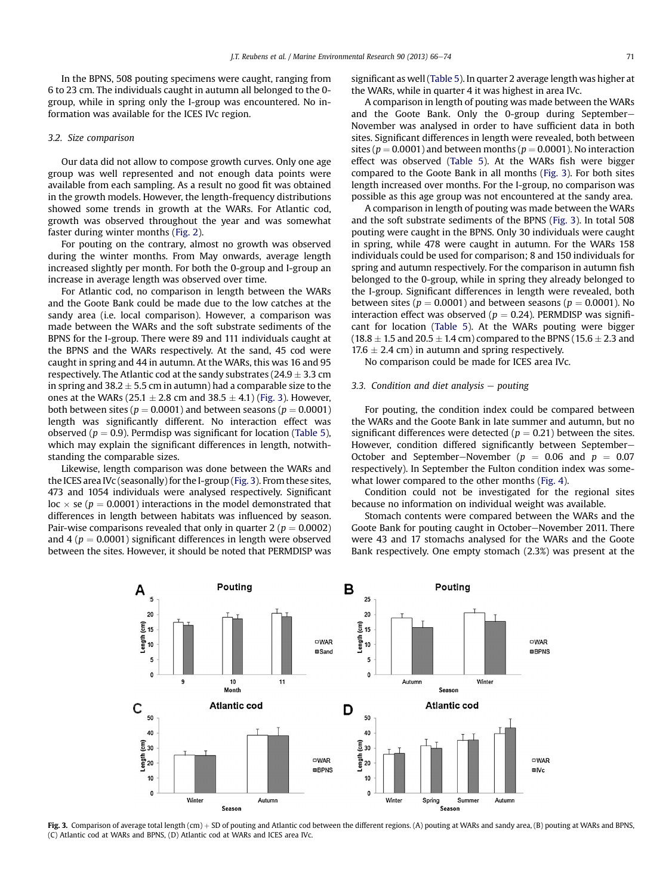In the BPNS, 508 pouting specimens were caught, ranging from 6 to 23 cm. The individuals caught in autumn all belonged to the 0-group, while in spring only the I-group was encountered. No information was available for the ICES IVc region.

### 3.2. Size comparison

Our data did not allow to compose growth curves. Only one age group was well represented and not enough data points were available from each sampling. As a result no good fit was obtained in the growth models. However, the length-frequency distributions showed some trends in growth at the WARs. For Atlantic cod, growth was observed throughout the year and was somewhat faster during winter months (Fig. 2).

For pouting on the contrary, almost no growth was observed during the winter months. From May onwards, average length increased slightly per month. For both the 0-group and I-group an increase in average length was observed over time.

For Atlantic cod, no comparison in length between the WARs and the Goote Bank could be made due to the low catches at the sandy area (i.e. local comparison). However, a comparison was made between the WARs and the soft substrate sediments of the BPNS for the I-group. There were 89 and 111 individuals caught at the BPNS and the WARs respectively. At the sand, 45 cod were caught in spring and 44 in autumn. At the WARs, this was 16 and 95 respectively. The Atlantic cod at the sandy substrates ($24.9 \pm 3.3$ cm in spring and $38.2 \pm 5.5$ cm in autumn) had a comparable size to the ones at the WARs ($25.1 \pm 2.8$ cm and $38.5 \pm 4.1$) (Fig. 3). However, both between sites ($p = 0.0001$) and between seasons ($p = 0.0001$) length was significantly different. No interaction effect was observed ($p = 0.9$). Permdisp was significant for location (Table 5), which may explain the significant differences in length, notwithstanding the comparable sizes.

Likewise, length comparison was done between the WARs and the ICES area IVc (seasonally) for the I-group (Fig. 3). From these sites, 473 and 1054 individuals were analysed respectively. Significant loc × se ($p = 0.0001$) interactions in the model demonstrated that differences in length between habitats was influenced by season. Pair-wise comparisons revealed that only in quarter 2 ($p = 0.0002$) and 4 ($p = 0.0001$) significant differences in length were observed between the sites. However, it should be noted that PERMDISP was significant as well (Table 5). In quarter 2 average length was higher at the WARs, while in quarter 4 it was highest in area IVc.

A comparison in length of pouting was made between the WARs and the Goote Bank. Only the 0-group during September–November was analysed in order to have sufficient data in both sites. Significant differences in length were revealed, both between sites ($p = 0.0001$) and between months ($p = 0.0001$). No interaction effect was observed (Table 5). At the WARs fish were bigger compared to the Goote Bank (Fig. 3). For both sites length increased over months. For the I-group, no comparison was possible as this age group was not encountered at the sandy area.

A comparison in length of pouting was made between the WARs and the soft substrate sediments of the BPNS (Fig. 3). In total 508 pouting were caught in the BPNS. Only 30 individuals were caught in spring, while 478 were caught in autumn. For the WARs 158 individuals could be used for comparison; 8 and 150 individuals for spring and autumn respectively. For the comparison in autumn fish belonged to the 0-group, while in spring they already belonged to the I-group. Significant differences in length were revealed, both between sites ($p = 0.0001$) and between seasons ($p = 0.0001$). No interaction effect was observed ($p = 0.24$). PERMDISP was significant for location (Table 5). At the WARs pouting were bigger ($18.8 \pm 1.5$ and $20.5 \pm 1.4$ cm) compared to the BPNS ($15.6 \pm 2.3$ and $17.6 \pm 2.4$ cm) in autumn and spring respectively.

No comparison could be made for ICES area IVc.

### 3.3. Condition and diet analysis – pouting

For pouting, the condition index could be compared between the WARs and the Goote Bank in late summer and autumn, but no significant differences were detected ($p = 0.21$) between the sites. However, condition differed significantly between September–October and September–November ($p = 0.06$ and $p = 0.07$ respectively). In September the Fulton condition index was somewhat lower compared to the other months (Fig. 4).

Condition could not be investigated for the regional sites because no information on individual weight was available.

Stomach contents were compared between the WARs and the Goote Bank for pouting caught in October–November 2011. There were 43 and 17 stomachs analysed for the WARs and the Goote Bank respectively. One empty stomach (2.3%) was present at the

**Fig. 3.** Comparison of average total length (cm) + SD of pouting and Atlantic cod between the different regions. (A) pouting at WARs and sandy area, (B) pouting at WARs and BPNS, (C) Atlantic cod at WARs and BPNS, (D) Atlantic cod at WARs and ICES area IVc.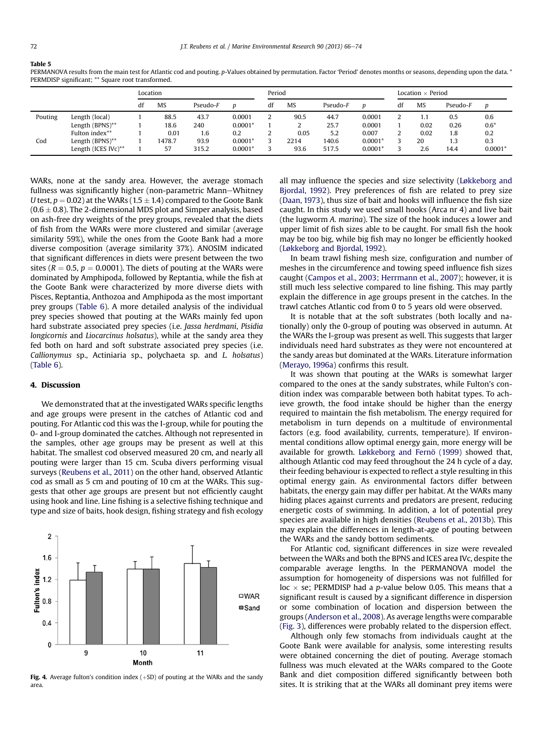**Table 5**
PERMANOVA results from the main test for Atlantic cod and pouting. p-Values obtained by permutation. Factor 'Period' denotes months or seasons, depending upon the data. * PERMDISP significant; ** Square root transformed.

| | | Location | | | | Period | | | | Location × Period | | | |
|---|---|---|---|---|---|---|---|---|---|---|---|---|---|
| | | df | MS | Pseudo-F | p | df | MS | Pseudo-F | p | df | MS | Pseudo-F | p |
| Pouting | Length (local) | 1 | 88.5 | 43.7 | 0.0001 | 2 | 90.5 | 44.7 | 0.0001 | 2 | 1.1 | 0.5 | 0.6 |
| | Length (BPNS)** | 1 | 18.6 | 240 | 0.0001* | 1 | 2 | 25.7 | 0.0001 | 1 | 0.02 | 0.26 | 0.6* |
| | Fulton index** | 1 | 0.01 | 1.6 | 0.2 | 2 | 0.05 | 5.2 | 0.007 | 2 | 0.02 | 1.8 | 0.2 |
| Cod | Length (BPNS)** | 1 | 1478.7 | 93.9 | 0.0001* | 3 | 2214 | 140.6 | 0.0001* | 3 | 20 | 1.3 | 0.3 |
| | Length (ICES IVc)** | 1 | 57 | 315.2 | 0.0001* | 3 | 93.6 | 517.5 | 0.0001* | 3 | 2.6 | 14.4 | 0.0001* |

WARs, none at the sandy area. However, the average stomach fullness was significantly higher (non-parametric Mann–Whitney U test, $p = 0.02$) at the WARs ($1.5 \pm 1.4$) compared to the Goote Bank ($0.6 \pm 0.8$). The 2-dimensional MDS plot and Simper analysis, based on ash-free dry weights of the prey groups, revealed that the diets of fish from the WARs were more clustered and similar (average similarity 59%), while the ones from the Goote Bank had a more diverse composition (average similarity 37%). ANOSIM indicated that significant differences in diets were present between the two sites ($R = 0.5$, $p = 0.0001$). The diets of pouting at the WARs were dominated by Amphipoda, followed by Reptantia, while the fish at the Goote Bank were characterized by more diverse diets with Pisces, Reptantia, Anthozoa and Amphipoda as the most important prey groups (Table 6). A more detailed analysis of the individual prey species showed that pouting at the WARs mainly fed upon hard substrate associated prey species (i.e. *Jassa herdmani*, *Pisidia longicornis* and *Liocarcinus holsatus*), while at the sandy area they fed both on hard and soft substrate associated prey species (i.e. *Callionymus* sp., Actiniaria sp., polychaeta sp. and *L. holsatus*) (Table 6).

## 4. Discussion

We demonstrated that at the investigated WARs specific lengths and age groups were present in the catches of Atlantic cod and pouting. For Atlantic cod this was the I-group, while for pouting the 0- and I-group dominated the catches. Although not represented in the samples, other age groups may be present as well at this habitat. The smallest cod observed measured 20 cm, and nearly all pouting were larger than 15 cm. Scuba divers performing visual surveys (Reubens et al., 2011) on the other hand, observed Atlantic cod as small as 5 cm and pouting of 10 cm at the WARs. This suggests that other age groups are present but not efficiently caught using hook and line. Line fishing is a selective fishing technique and type and size of baits, hook design, fishing strategy and fish ecology all may influence the species and size selectivity (Løkkeborg and Bjordal, 1992). Prey preferences of fish are related to prey size (Daan, 1973), thus size of bait and hooks will influence the fish size caught. In this study we used small hooks (Arca nr 4) and live bait (the lugworm *A. marina*). The size of the hook induces a lower and upper limit of fish sizes able to be caught. For small fish the hook may be too big, while big fish may no longer be efficiently hooked (Løkkeborg and Bjordal, 1992).

In beam trawl fishing mesh size, configuration and number of meshes in the circumference and towing speed influence fish sizes caught (Campos et al., 2003; Herrmann et al., 2007); however, it is still much less selective compared to line fishing. This may partly explain the difference in age groups present in the catches. In the trawl catches Atlantic cod from 0 to 5 years old were observed.

It is notable that at the soft substrates (both locally and nationally) only the 0-group of pouting was observed in autumn. At the WARs the I-group was present as well. This suggests that larger individuals need hard substrates as they were not encountered at the sandy areas but dominated at the WARs. Literature information (Merayo, 1996a) confirms this result.

It was shown that pouting at the WARs is somewhat larger compared to the ones at the sandy substrates, while Fulton's condition index was comparable between both habitat types. To achieve growth, the food intake should be higher than the energy required to maintain the fish metabolism. The energy required for metabolism in turn depends on a multitude of environmental factors (e.g. food availability, currents, temperature). If environmental conditions allow optimal energy gain, more energy will be available for growth. Løkkeborg and Fernö (1999) showed that, although Atlantic cod may feed throughout the 24 h cycle of a day, their feeding behaviour is expected to reflect a style resulting in this optimal energy gain. As environmental factors differ between habitats, the energy gain may differ per habitat. At the WARs many hiding places against currents and predators are present, reducing energetic costs of swimming. In addition, a lot of potential prey species are available in high densities (Reubens et al., 2013b). This may explain the differences in length-at-age of pouting between the WARs and the sandy bottom sediments.

For Atlantic cod, significant differences in size were revealed between the WARs and both the BPNS and ICES area IVc, despite the comparable average lengths. In the PERMANOVA model the assumption for homogeneity of dispersions was not fulfilled for loc × se; PERMDISP had a p-value below 0.05. This means that a significant result is caused by a significant difference in dispersion or some combination of location and dispersion between the groups (Anderson et al., 2008). As average lengths were comparable (Fig. 3), differences were probably related to the dispersion effect.

Although only few stomachs from individuals caught at the Goote Bank were available for analysis, some interesting results were obtained concerning the diet of pouting. Average stomach fullness was much elevated at the WARs compared to the Goote Bank and diet composition differed significantly between both sites. It is striking that at the WARs all dominant prey items were

**Fig. 4.** Average fulton's condition index (+SD) of pouting at the WARs and the sandy area.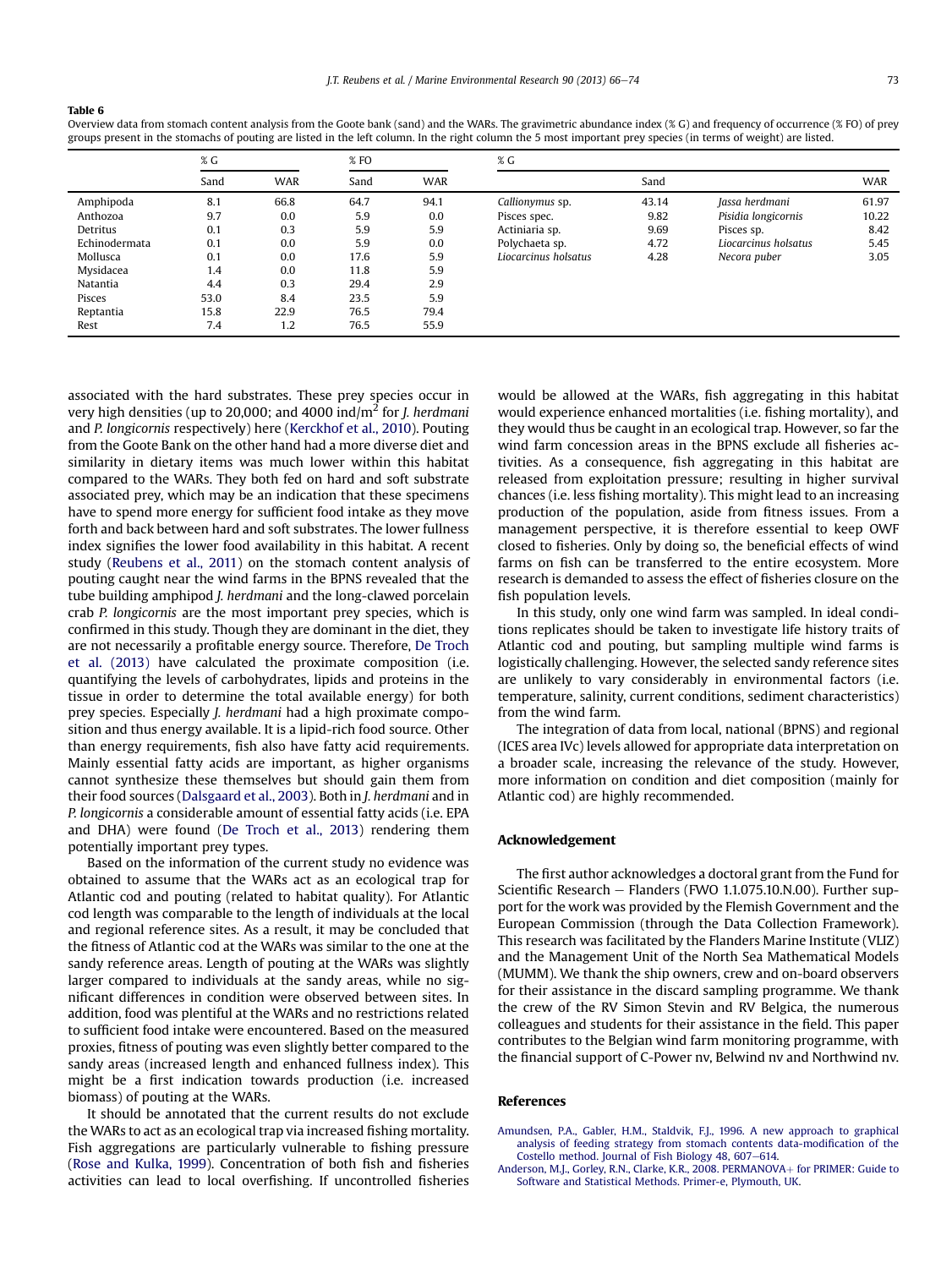**Table 6**
Overview data from stomach content analysis from the Goote bank (sand) and the WARs. The gravimetric abundance index (% G) and frequency of occurrence (% FO) of prey groups present in the stomachs of pouting are listed in the left column. In the right column the 5 most important prey species (in terms of weight) are listed.

| | % G | | % FO | | % G | | | |
|---|---|---|---|---|---|---|---|---|
| | Sand | WAR | Sand | WAR | Sand | | WAR | |
| Amphipoda | 8.1 | 66.8 | 64.7 | 94.1 | *Callionymus* sp. | 43.14 | *Jassa herdmani* | 61.97 |
| Anthozoa | 9.7 | 0.0 | 5.9 | 0.0 | Pisces spec. | 9.82 | *Pisidia longicornis* | 10.22 |
| Detritus | 0.1 | 0.3 | 5.9 | 5.9 | Actiniaria sp. | 9.69 | Pisces sp. | 8.42 |
| Echinodermata | 0.1 | 0.0 | 5.9 | 0.0 | Polychaeta sp. | 4.72 | *Liocarcinus holsatus* | 5.45 |
| Mollusca | 0.1 | 0.0 | 17.6 | 5.9 | *Liocarcinus holsatus* | 4.28 | *Necora puber* | 3.05 |
| Mysidacea | 1.4 | 0.0 | 11.8 | 5.9 | | | | |
| Natantia | 4.4 | 0.3 | 29.4 | 2.9 | | | | |
| Pisces | 53.0 | 8.4 | 23.5 | 5.9 | | | | |
| Reptantia | 15.8 | 22.9 | 76.5 | 79.4 | | | | |
| Rest | 7.4 | 1.2 | 76.5 | 55.9 | | | | |

associated with the hard substrates. These prey species occur in very high densities (up to 20,000; and 4000 ind/m$^2$ for *J. herdmani* and *P. longicornis* respectively) here (Kerckhof et al., 2010). Pouting from the Goote Bank on the other hand had a more diverse diet and similarity in dietary items was much lower within this habitat compared to the WARs. They both fed on hard and soft substrate associated prey, which may be an indication that these specimens have to spend more energy for sufficient food intake as they move forth and back between hard and soft substrates. The lower fullness index signifies the lower food availability in this habitat. A recent study (Reubens et al., 2011) on the stomach content analysis of pouting caught near the wind farms in the BPNS revealed that the tube building amphipod *J. herdmani* and the long-clawed porcelain crab *P. longicornis* are the most important prey species, which is confirmed in this study. Though they are dominant in the diet, they are not necessarily a profitable energy source. Therefore, De Troch et al. (2013) have calculated the proximate composition (i.e. quantifying the levels of carbohydrates, lipids and proteins in the tissue in order to determine the total available energy) for both prey species. Especially *J. herdmani* had a high proximate composition and thus energy available. It is a lipid-rich food source. Other than energy requirements, fish also have fatty acid requirements. Mainly essential fatty acids are important, as higher organisms cannot synthesize these themselves but should gain them from their food sources (Dalsgaard et al., 2003). Both in *J. herdmani* and in *P. longicornis* a considerable amount of essential fatty acids (i.e. EPA and DHA) were found (De Troch et al., 2013) rendering them potentially important prey types.

Based on the information of the current study no evidence was obtained to assume that the WARs act as an ecological trap for Atlantic cod and pouting (related to habitat quality). For Atlantic cod length was comparable to the length of individuals at the local and regional reference sites. As a result, it may be concluded that the fitness of Atlantic cod at the WARs was similar to the one at the sandy reference areas. Length of pouting at the WARs was slightly larger compared to individuals at the sandy areas, while no significant differences in condition were observed between sites. In addition, food was plentiful at the WARs and no restrictions related to sufficient food intake were encountered. Based on the measured proxies, fitness of pouting was even slightly better compared to the sandy areas (increased length and enhanced fullness index). This might be a first indication towards production (i.e. increased biomass) of pouting at the WARs.

It should be annotated that the current results do not exclude the WARs to act as an ecological trap via increased fishing mortality. Fish aggregations are particularly vulnerable to fishing pressure (Rose and Kulka, 1999). Concentration of both fish and fisheries activities can lead to local overfishing. If uncontrolled fisheries would be allowed at the WARs, fish aggregating in this habitat would experience enhanced mortalities (i.e. fishing mortality), and they would thus be caught in an ecological trap. However, so far the wind farm concession areas in the BPNS exclude all fisheries activities. As a consequence, fish aggregating in this habitat are released from exploitation pressure; resulting in higher survival chances (i.e. less fishing mortality). This might lead to an increasing production of the population, aside from fitness issues. From a management perspective, it is therefore essential to keep OWF closed to fisheries. Only by doing so, the beneficial effects of wind farms on fish can be transferred to the entire ecosystem. More research is demanded to assess the effect of fisheries closure on the fish population levels.

In this study, only one wind farm was sampled. In ideal conditions replicates should be taken to investigate life history traits of Atlantic cod and pouting, but sampling multiple wind farms is logistically challenging. However, the selected sandy reference sites are unlikely to vary considerably in environmental factors (i.e. temperature, salinity, current conditions, sediment characteristics) from the wind farm.

The integration of data from local, national (BPNS) and regional (ICES area IVc) levels allowed for appropriate data interpretation on a broader scale, increasing the relevance of the study. However, more information on condition and diet composition (mainly for Atlantic cod) are highly recommended.

## Acknowledgement

The first author acknowledges a doctoral grant from the Fund for Scientific Research – Flanders (FWO 1.1.075.10.N.00). Further support for the work was provided by the Flemish Government and the European Commission (through the Data Collection Framework). This research was facilitated by the Flanders Marine Institute (VLIZ) and the Management Unit of the North Sea Mathematical Models (MUMM). We thank the ship owners, crew and on-board observers for their assistance in the discard sampling programme. We thank the crew of the RV Simon Stevin and RV Belgica, the numerous colleagues and students for their assistance in the field. This paper contributes to the Belgian wind farm monitoring programme, with the financial support of C-Power nv, Belwind nv and Northwind nv.

## References

Amundsen, P.A., Gabler, H.M., Staldvik, F.J., 1996. A new approach to graphical analysis of feeding strategy from stomach contents data-modification of the Costello method. Journal of Fish Biology 48, 607–614.

Anderson, M.J., Gorley, R.N., Clarke, K.R., 2008. PERMANOVA+ for PRIMER: Guide to Software and Statistical Methods. Primer-e, Plymouth, UK.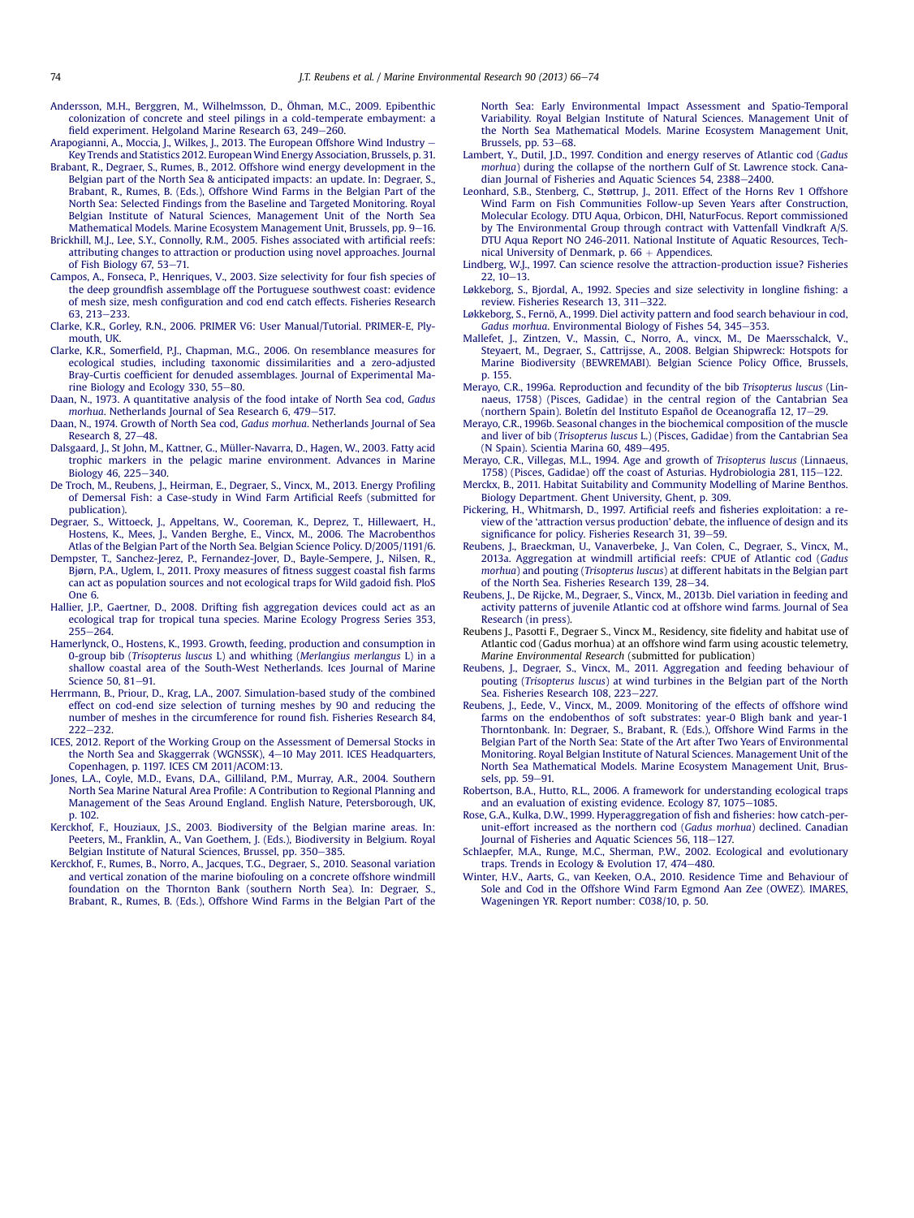Andersson, M.H., Berggren, M., Wilhelmsson, D., Öhman, M.C., 2009. Epibenthic colonization of concrete and steel pilings in a cold-temperate embayment: a field experiment. Helgoland Marine Research 63, 249–260.

Arapogianni, A., Moccia, J., Wilkes, J., 2013. The European Offshore Wind Industry – Key Trends and Statistics 2012. European Wind Energy Association, Brussels, p. 31.

Brabant, R., Degraer, S., Rumes, B., 2012. Offshore wind energy development in the Belgian part of the North Sea & anticipated impacts: an update. In: Degraer, S., Brabant, R., Rumes, B. (Eds.), Offshore Wind Farms in the Belgian Part of the North Sea: Selected Findings from the Baseline and Targeted Monitoring. Royal Belgian Institute of Natural Sciences, Management Unit of the North Sea Mathematical Models. Marine Ecosystem Management Unit, Brussels, pp. 9–16.

Brickhill, M.J., Lee, S.Y., Connolly, R.M., 2005. Fishes associated with artificial reefs: attributing changes to attraction or production using novel approaches. Journal of Fish Biology 67, 53–71.

Campos, A., Fonseca, P., Henriques, V., 2003. Size selectivity for four fish species of the deep groundfish assemblage off the Portuguese southwest coast: evidence of mesh size, mesh configuration and cod end catch effects. Fisheries Research 63, 213–233.

Clarke, K.R., Gorley, R.N., 2006. PRIMER V6: User Manual/Tutorial. PRIMER-E, Plymouth, UK.

Clarke, K.R., Somerfield, P.J., Chapman, M.G., 2006. On resemblance measures for ecological studies, including taxonomic dissimilarities and a zero-adjusted Bray-Curtis coefficient for denuded assemblages. Journal of Experimental Marine Biology and Ecology 330, 55–80.

Daan, N., 1973. A quantitative analysis of the food intake of North Sea cod, *Gadus morhua*. Netherlands Journal of Sea Research 6, 479–517.

Daan, N., 1974. Growth of North Sea cod, *Gadus morhua*. Netherlands Journal of Sea Research 8, 27–48.

Dalsgaard, J., St John, M., Kattner, G., Müller-Navarra, D., Hagen, W., 2003. Fatty acid trophic markers in the pelagic marine environment. Advances in Marine Biology 46, 225–340.

De Troch, M., Reubens, J., Heirman, E., Degraer, S., Vincx, M., 2013. Energy Profiling of Demersal Fish: a Case-study in Wind Farm Artificial Reefs (submitted for publication).

Degraer, S., Wittoeck, J., Appeltans, W., Cooreman, K., Deprez, T., Hillewaert, H., Hostens, K., Mees, J., Vanden Berghe, E., Vincx, M., 2006. The Macrobenthos Atlas of the Belgian Part of the North Sea. Belgian Science Policy. D/2005/1191/6.

Dempster, T., Sanchez-Jerez, P., Fernandez-Jover, D., Bayle-Sempere, J., Nilsen, R., Bjørn, P.A., Uglem, I., 2011. Proxy measures of fitness suggest coastal fish farms can act as population sources and not ecological traps for Wild gadoid fish. PloS One 6.

Hallier, J.P., Gaertner, D., 2008. Drifting fish aggregation devices could act as an ecological trap for tropical tuna species. Marine Ecology Progress Series 353, 255–264.

Hamerlynck, O., Hostens, K., 1993. Growth, feeding, production and consumption in 0-group bib (*Trisopterus luscus* L) and whithing (*Merlangius merlangus* L) in a shallow coastal area of the South-West Netherlands. Ices Journal of Marine Science 50, 81–91.

Herrmann, B., Priour, D., Krag, L.A., 2007. Simulation-based study of the combined effect on cod-end size selection of turning meshes by 90 and reducing the number of meshes in the circumference for round fish. Fisheries Research 84, 222–232.

ICES, 2012. Report of the Working Group on the Assessment of Demersal Stocks in the North Sea and Skaggerrak (WGNSSK), 4–10 May 2011. ICES Headquarters, Copenhagen, p. 1197. ICES CM 2011/ACOM:13.

Jones, L.A., Coyle, M.D., Evans, D.A., Gilliland, P.M., Murray, A.R., 2004. Southern North Sea Marine Natural Area Profile: A Contribution to Regional Planning and Management of the Seas Around England. English Nature, Petersborough, UK, p. 102.

Kerckhof, F., Houziaux, J.S., 2003. Biodiversity of the Belgian marine areas. In: Peeters, M., Franklin, A., Van Goethem, J. (Eds.), Biodiversity in Belgium. Royal Belgian Institute of Natural Sciences, Brussel, pp. 350–385.

Kerckhof, F., Rumes, B., Norro, A., Jacques, T.G., Degraer, S., 2010. Seasonal variation and vertical zonation of the marine biofouling on a concrete offshore windmill foundation on the Thornton Bank (southern North Sea). In: Degraer, S., Brabant, R., Rumes, B. (Eds.), Offshore Wind Farms in the Belgian Part of the North Sea: Early Environmental Impact Assessment and Spatio-Temporal Variability. Royal Belgian Institute of Natural Sciences. Management Unit of the North Sea Mathematical Models. Marine Ecosystem Management Unit, Brussels, pp. 53–68.

Lambert, Y., Dutil, J.D., 1997. Condition and energy reserves of Atlantic cod (*Gadus morhua*) during the collapse of the northern Gulf of St. Lawrence stock. Canadian Journal of Fisheries and Aquatic Sciences 54, 2388–2400.

Leonhard, S.B., Stenberg, C., Støttrup, J., 2011. Effect of the Horns Rev 1 Offshore Wind Farm on Fish Communities Follow-up Seven Years after Construction, Molecular Ecology. DTU Aqua, Orbicon, DHI, NaturFocus. Report commissioned by The Environmental Group through contract with Vattenfall Vindkraft A/S. DTU Aqua Report NO 246-2011. National Institute of Aquatic Resources, Technical University of Denmark, p. 66 + Appendices.

Lindberg, W.J., 1997. Can science resolve the attraction-production issue? Fisheries 22, 10–13.

Løkkeborg, S., Bjordal, A., 1992. Species and size selectivity in longline fishing: a review. Fisheries Research 13, 311–322.

Løkkeborg, S., Fernö, A., 1999. Diel activity pattern and food search behaviour in cod, *Gadus morhua*. Environmental Biology of Fishes 54, 345–353.

Mallefet, J., Zintzen, V., Massin, C., Norro, A., vincx, M., De Maersschalck, V., Steyaert, M., Degraer, S., Cattrijsse, A., 2008. Belgian Shipwreck: Hotspots for Marine Biodiversity (BEWREMABI). Belgian Science Policy Office, Brussels, p. 155.

Merayo, C.R., 1996a. Reproduction and fecundity of the bib *Trisopterus luscus* (Linnaeus, 1758) (Pisces, Gadidae) in the central region of the Cantabrian Sea (northern Spain). Boletín del Instituto Español de Oceanografía 12, 17–29.

Merayo, C.R., 1996b. Seasonal changes in the biochemical composition of the muscle and liver of bib (*Trisopterus luscus* L.) (Pisces, Gadidae) from the Cantabrian Sea (N Spain). Scientia Marina 60, 489–495.

Merayo, C.R., Villegas, M.L., 1994. Age and growth of *Trisopterus luscus* (Linnaeus, 1758) (Pisces, Gadidae) off the coast of Asturias. Hydrobiologia 281, 115–122.

Merckx, B., 2011. Habitat Suitability and Community Modelling of Marine Benthos. Biology Department. Ghent University, Ghent, p. 309.

Pickering, H., Whitmarsh, D., 1997. Artificial reefs and fisheries exploitation: a review of the 'attraction versus production' debate, the influence of design and its significance for policy. Fisheries Research 31, 39–59.

Reubens, J., Braeckman, U., Vanaverbeke, J., Van Colen, C., Degraer, S., Vincx, M., 2013a. Aggregation at windmill artificial reefs: CPUE of Atlantic cod (*Gadus morhua*) and pouting (*Trisopterus luscus*) at different habitats in the Belgian part of the North Sea. Fisheries Research 139, 28–34.

Reubens, J., De Rijcke, M., Degraer, S., Vincx, M., 2013b. Diel variation in feeding and activity patterns of juvenile Atlantic cod at offshore wind farms. Journal of Sea Research (in press).

Reubens J., Pasotti F., Degraer S., Vincx M., Residency, site fidelity and habitat use of Atlantic cod (Gadus morhua) at an offshore wind farm using acoustic telemetry, *Marine Environmental Research* (submitted for publication)

Reubens, J., Degraer, S., Vincx, M., 2011. Aggregation and feeding behaviour of pouting (*Trisopterus luscus*) at wind turbines in the Belgian part of the North Sea. Fisheries Research 108, 223–227.

Reubens, J., Eede, V., Vincx, M., 2009. Monitoring of the effects of offshore wind farms on the endobenthos of soft substrates: year-0 Bligh bank and year-1 Thorntonbank. In: Degraer, S., Brabant, R. (Eds.), Offshore Wind Farms in the Belgian Part of the North Sea: State of the Art after Two Years of Environmental Monitoring. Royal Belgian Institute of Natural Sciences. Management Unit of the North Sea Mathematical Models. Marine Ecosystem Management Unit, Brussels, pp. 59–91.

Robertson, B.A., Hutto, R.L., 2006. A framework for understanding ecological traps and an evaluation of existing evidence. Ecology 87, 1075–1085.

Rose, G.A., Kulka, D.W., 1999. Hyperaggregation of fish and fisheries: how catch-per-unit-effort increased as the northern cod (*Gadus morhua*) declined. Canadian Journal of Fisheries and Aquatic Sciences 56, 118–127.

Schlaepfer, M.A., Runge, M.C., Sherman, P.W., 2002. Ecological and evolutionary traps. Trends in Ecology & Evolution 17, 474–480.

Winter, H.V., Aarts, G., van Keeken, O.A., 2010. Residence Time and Behaviour of Sole and Cod in the Offshore Wind Farm Egmond Aan Zee (OWEZ). IMARES, Wageningen YR. Report number: C038/10, p. 50.